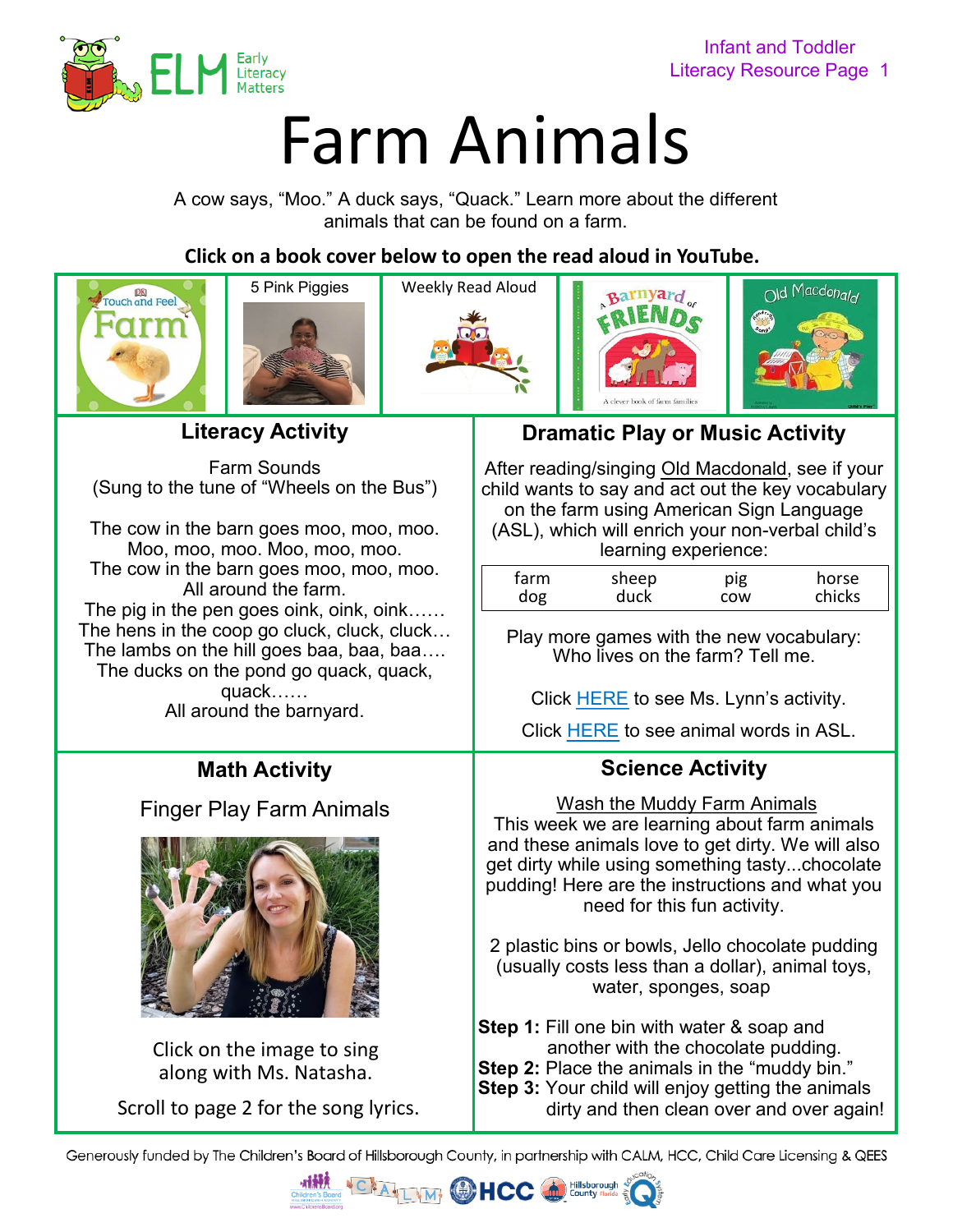Infant and Toddler Literacy Resource Page 1

# Farm Animals

A cow says, "Moo." A duck says, "Quack." Learn more about the different animals that can be found on a farm.

**Click on a book cover below to open the read aloud in YouTube.**

| Touch and Feel Farm | 5 Pink Piggies | Weekly Read Aloud | A Barnyard of Friends | Old Macdonald |
|---|---|---|---|---|

## Literacy Activity

Farm Sounds
(Sung to the tune of "Wheels on the Bus")

The cow in the barn goes moo, moo, moo.
Moo, moo, moo. Moo, moo, moo.
The cow in the barn goes moo, moo, moo.
All around the farm.
The pig in the pen goes oink, oink, oink……
The hens in the coop go cluck, cluck, cluck…
The lambs on the hill goes baa, baa, baa….
The ducks on the pond go quack, quack, quack……
All around the barnyard.

## Dramatic Play or Music Activity

After reading/singing Old Macdonald, see if your child wants to say and act out the key vocabulary on the farm using American Sign Language (ASL), which will enrich your non-verbal child's learning experience:

| farm | sheep | pig | horse |
|---|---|---|---|
| dog | duck | cow | chicks |

Play more games with the new vocabulary: Who lives on the farm? Tell me.

Click HERE to see Ms. Lynn's activity.

Click HERE to see animal words in ASL.

## Math Activity

Finger Play Farm Animals

Click on the image to sing along with Ms. Natasha.

Scroll to page 2 for the song lyrics.

## Science Activity

Wash the Muddy Farm Animals

This week we are learning about farm animals and these animals love to get dirty. We will also get dirty while using something tasty...chocolate pudding! Here are the instructions and what you need for this fun activity.

2 plastic bins or bowls, Jello chocolate pudding (usually costs less than a dollar), animal toys, water, sponges, soap

**Step 1:** Fill one bin with water & soap and another with the chocolate pudding.
**Step 2:** Place the animals in the "muddy bin."
**Step 3:** Your child will enjoy getting the animals dirty and then clean over and over again!

Generously funded by The Children's Board of Hillsborough County, in partnership with CALM, HCC, Child Care Licensing & QEES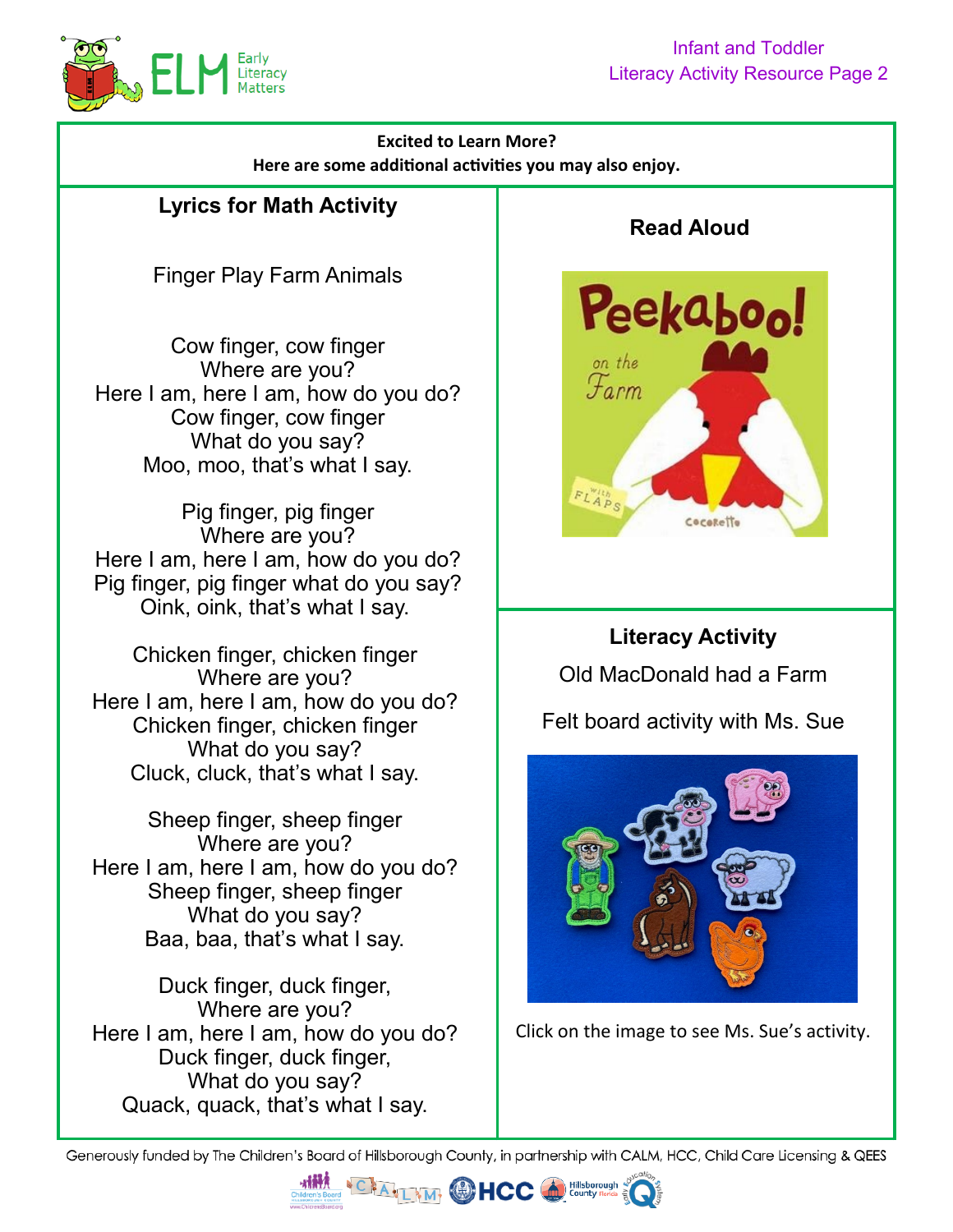Infant and Toddler
Literacy Activity Resource Page 2

**Excited to Learn More?**
**Here are some additional activities you may also enjoy.**

## Lyrics for Math Activity

Finger Play Farm Animals

Cow finger, cow finger
Where are you?
Here I am, here I am, how do you do?
Cow finger, cow finger
What do you say?
Moo, moo, that's what I say.

Pig finger, pig finger
Where are you?
Here I am, here I am, how do you do?
Pig finger, pig finger what do you say?
Oink, oink, that's what I say.

Chicken finger, chicken finger
Where are you?
Here I am, here I am, how do you do?
Chicken finger, chicken finger
What do you say?
Cluck, cluck, that's what I say.

Sheep finger, sheep finger
Where are you?
Here I am, here I am, how do you do?
Sheep finger, sheep finger
What do you say?
Baa, baa, that's what I say.

Duck finger, duck finger,
Where are you?
Here I am, here I am, how do you do?
Duck finger, duck finger,
What do you say?
Quack, quack, that's what I say.

## Read Aloud

Peekaboo! on the Farm
with FLAPS
Cocorette

## Literacy Activity

Old MacDonald had a Farm

Felt board activity with Ms. Sue

Click on the image to see Ms. Sue's activity.

Generously funded by The Children's Board of Hillsborough County, in partnership with CALM, HCC, Child Care Licensing & QEES